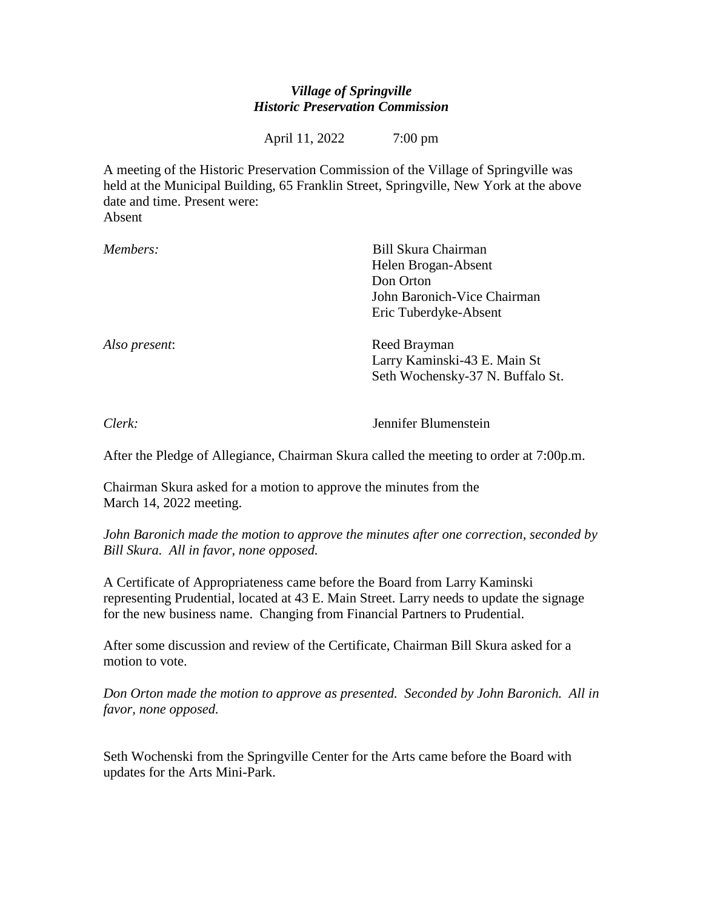***Village of Springville***
***Historic Preservation Commission***

April 11, 2022 7:00 pm

A meeting of the Historic Preservation Commission of the Village of Springville was held at the Municipal Building, 65 Franklin Street, Springville, New York at the above date and time. Present were:
Absent

| | |
|---|---|
| *Members:* | Bill Skura Chairman |
| | Helen Brogan-Absent |
| | Don Orton |
| | John Baronich-Vice Chairman |
| | Eric Tuberdyke-Absent |
| *Also present*: | Reed Brayman |
| | Larry Kaminski-43 E. Main St |
| | Seth Wochensky-37 N. Buffalo St. |
| *Clerk:* | Jennifer Blumenstein |

After the Pledge of Allegiance, Chairman Skura called the meeting to order at 7:00p.m.

Chairman Skura asked for a motion to approve the minutes from the March 14, 2022 meeting.

*John Baronich made the motion to approve the minutes after one correction, seconded by Bill Skura. All in favor, none opposed.*

A Certificate of Appropriateness came before the Board from Larry Kaminski representing Prudential, located at 43 E. Main Street. Larry needs to update the signage for the new business name. Changing from Financial Partners to Prudential.

After some discussion and review of the Certificate, Chairman Bill Skura asked for a motion to vote.

*Don Orton made the motion to approve as presented. Seconded by John Baronich. All in favor, none opposed.*

Seth Wochenski from the Springville Center for the Arts came before the Board with updates for the Arts Mini-Park.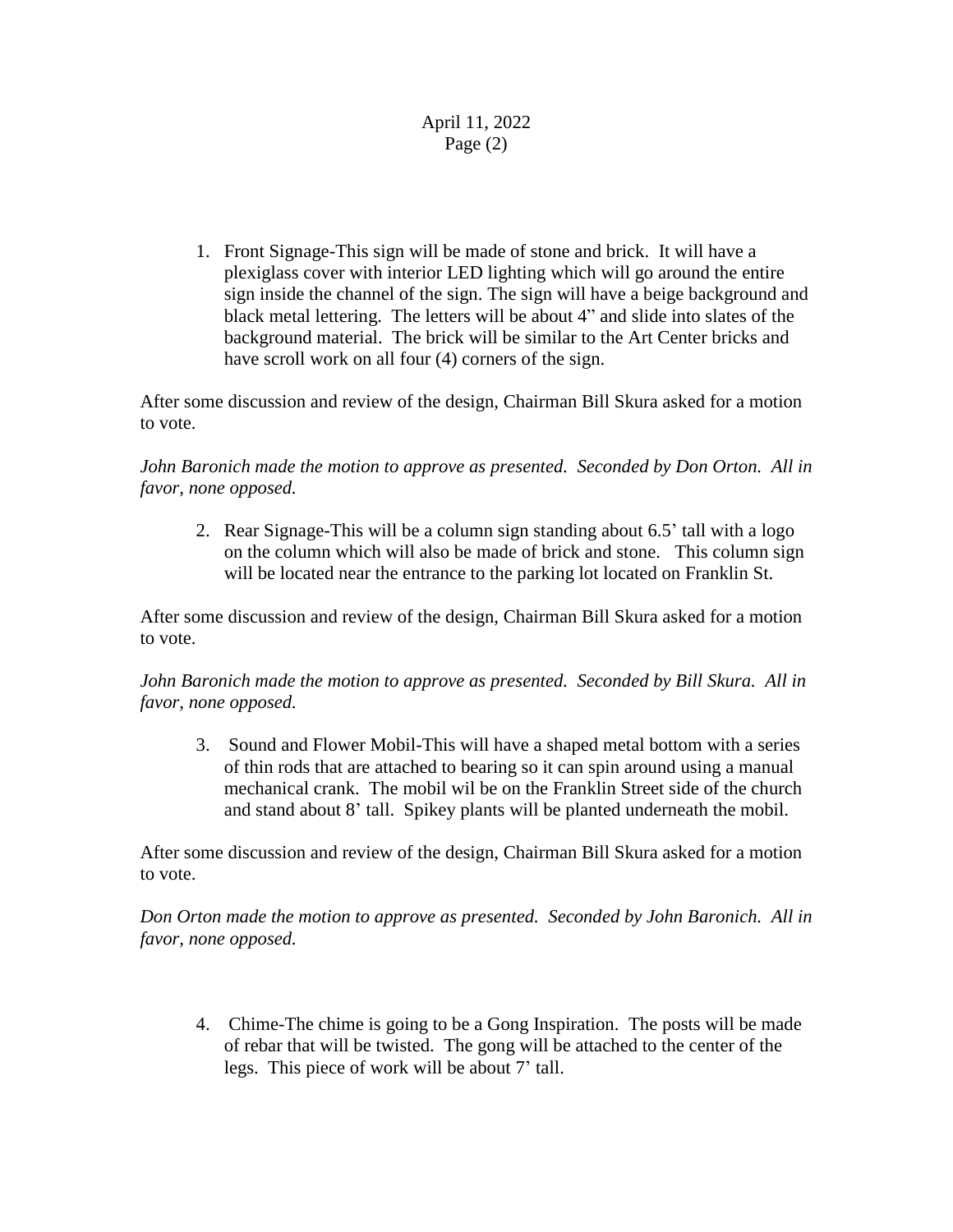1. Front Signage-This sign will be made of stone and brick. It will have a plexiglass cover with interior LED lighting which will go around the entire sign inside the channel of the sign. The sign will have a beige background and black metal lettering. The letters will be about 4" and slide into slates of the background material. The brick will be similar to the Art Center bricks and have scroll work on all four (4) corners of the sign.

After some discussion and review of the design, Chairman Bill Skura asked for a motion to vote.

*John Baronich made the motion to approve as presented. Seconded by Don Orton. All in favor, none opposed.*

2. Rear Signage-This will be a column sign standing about 6.5' tall with a logo on the column which will also be made of brick and stone. This column sign will be located near the entrance to the parking lot located on Franklin St.

After some discussion and review of the design, Chairman Bill Skura asked for a motion to vote.

*John Baronich made the motion to approve as presented. Seconded by Bill Skura. All in favor, none opposed.*

3. Sound and Flower Mobil-This will have a shaped metal bottom with a series of thin rods that are attached to bearing so it can spin around using a manual mechanical crank. The mobil wil be on the Franklin Street side of the church and stand about 8' tall. Spikey plants will be planted underneath the mobil.

After some discussion and review of the design, Chairman Bill Skura asked for a motion to vote.

*Don Orton made the motion to approve as presented. Seconded by John Baronich. All in favor, none opposed.*

4. Chime-The chime is going to be a Gong Inspiration. The posts will be made of rebar that will be twisted. The gong will be attached to the center of the legs. This piece of work will be about 7' tall.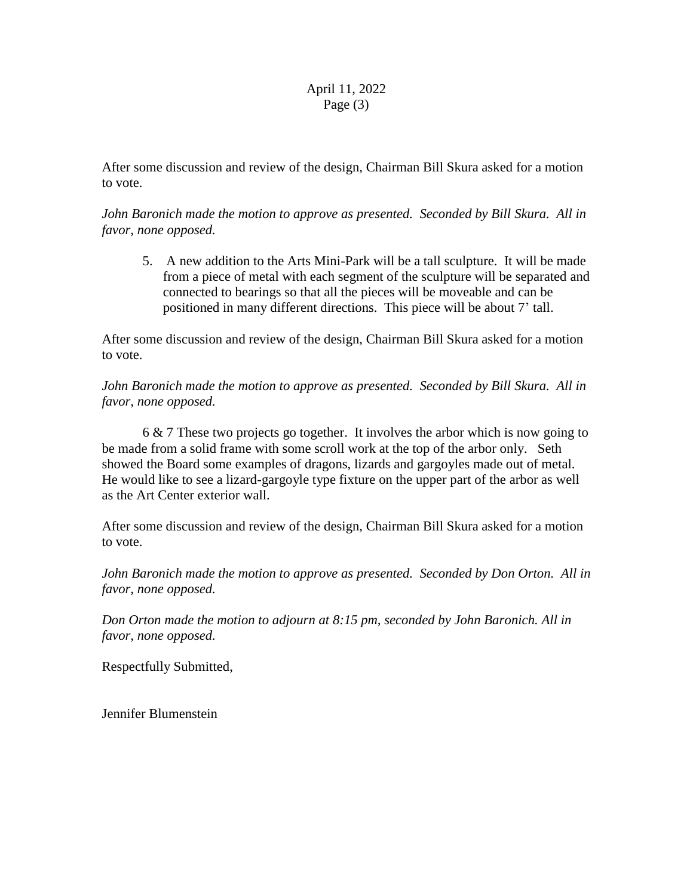After some discussion and review of the design, Chairman Bill Skura asked for a motion to vote.

*John Baronich made the motion to approve as presented. Seconded by Bill Skura. All in favor, none opposed.*

5. A new addition to the Arts Mini-Park will be a tall sculpture. It will be made from a piece of metal with each segment of the sculpture will be separated and connected to bearings so that all the pieces will be moveable and can be positioned in many different directions. This piece will be about 7' tall.

After some discussion and review of the design, Chairman Bill Skura asked for a motion to vote.

*John Baronich made the motion to approve as presented. Seconded by Bill Skura. All in favor, none opposed.*

6 & 7 These two projects go together. It involves the arbor which is now going to be made from a solid frame with some scroll work at the top of the arbor only. Seth showed the Board some examples of dragons, lizards and gargoyles made out of metal. He would like to see a lizard-gargoyle type fixture on the upper part of the arbor as well as the Art Center exterior wall.

After some discussion and review of the design, Chairman Bill Skura asked for a motion to vote.

*John Baronich made the motion to approve as presented. Seconded by Don Orton. All in favor, none opposed.*

*Don Orton made the motion to adjourn at 8:15 pm, seconded by John Baronich. All in favor, none opposed.*

Respectfully Submitted,

Jennifer Blumenstein